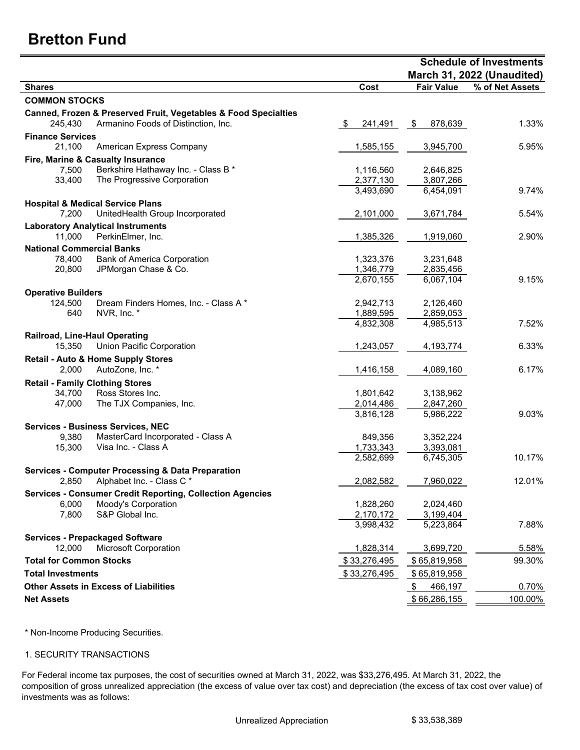# Bretton Fund

**Schedule of Investments**
**March 31, 2022 (Unaudited)**

| Shares | | Cost | Fair Value | % of Net Assets |
|---|---|---|---|---|
| **COMMON STOCKS** | | | | |
| **Canned, Frozen & Preserved Fruit, Vegetables & Food Specialties** | | | | |
| 245,430 | Armanino Foods of Distinction, Inc. | $ 241,491 | $ 878,639 | 1.33% |
| **Finance Services** | | | | |
| 21,100 | American Express Company | 1,585,155 | 3,945,700 | 5.95% |
| **Fire, Marine & Casualty Insurance** | | | | |
| 7,500 | Berkshire Hathaway Inc. - Class B * | 1,116,560 | 2,646,825 | |
| 33,400 | The Progressive Corporation | 2,377,130 | 3,807,266 | |
| | | 3,493,690 | 6,454,091 | 9.74% |
| **Hospital & Medical Service Plans** | | | | |
| 7,200 | UnitedHealth Group Incorporated | 2,101,000 | 3,671,784 | 5.54% |
| **Laboratory Analytical Instruments** | | | | |
| 11,000 | PerkinElmer, Inc. | 1,385,326 | 1,919,060 | 2.90% |
| **National Commercial Banks** | | | | |
| 78,400 | Bank of America Corporation | 1,323,376 | 3,231,648 | |
| 20,800 | JPMorgan Chase & Co. | 1,346,779 | 2,835,456 | |
| | | 2,670,155 | 6,067,104 | 9.15% |
| **Operative Builders** | | | | |
| 124,500 | Dream Finders Homes, Inc. - Class A * | 2,942,713 | 2,126,460 | |
| 640 | NVR, Inc. * | 1,889,595 | 2,859,053 | |
| | | 4,832,308 | 4,985,513 | 7.52% |
| **Railroad, Line-Haul Operating** | | | | |
| 15,350 | Union Pacific Corporation | 1,243,057 | 4,193,774 | 6.33% |
| **Retail - Auto & Home Supply Stores** | | | | |
| 2,000 | AutoZone, Inc. * | 1,416,158 | 4,089,160 | 6.17% |
| **Retail - Family Clothing Stores** | | | | |
| 34,700 | Ross Stores Inc. | 1,801,642 | 3,138,962 | |
| 47,000 | The TJX Companies, Inc. | 2,014,486 | 2,847,260 | |
| | | 3,816,128 | 5,986,222 | 9.03% |
| **Services - Business Services, NEC** | | | | |
| 9,380 | MasterCard Incorporated - Class A | 849,356 | 3,352,224 | |
| 15,300 | Visa Inc. - Class A | 1,733,343 | 3,393,081 | |
| | | 2,582,699 | 6,745,305 | 10.17% |
| **Services - Computer Processing & Data Preparation** | | | | |
| 2,850 | Alphabet Inc. - Class C * | 2,082,582 | 7,960,022 | 12.01% |
| **Services - Consumer Credit Reporting, Collection Agencies** | | | | |
| 6,000 | Moody's Corporation | 1,828,260 | 2,024,460 | |
| 7,800 | S&P Global Inc. | 2,170,172 | 3,199,404 | |
| | | 3,998,432 | 5,223,864 | 7.88% |
| **Services - Prepackaged Software** | | | | |
| 12,000 | Microsoft Corporation | 1,828,314 | 3,699,720 | 5.58% |
| **Total for Common Stocks** | | $ 33,276,495 | $ 65,819,958 | 99.30% |
| **Total Investments** | | $ 33,276,495 | $ 65,819,958 | |
| **Other Assets in Excess of Liabilities** | | | $ 466,197 | 0.70% |
| **Net Assets** | | | $ 66,286,155 | 100.00% |

* Non-Income Producing Securities.

1. SECURITY TRANSACTIONS

For Federal income tax purposes, the cost of securities owned at March 31, 2022, was $33,276,495. At March 31, 2022, the composition of gross unrealized appreciation (the excess of value over tax cost) and depreciation (the excess of tax cost over value) of investments was as follows:

| | |
|---|---|
| Unrealized Appreciation | $ 33,538,389 |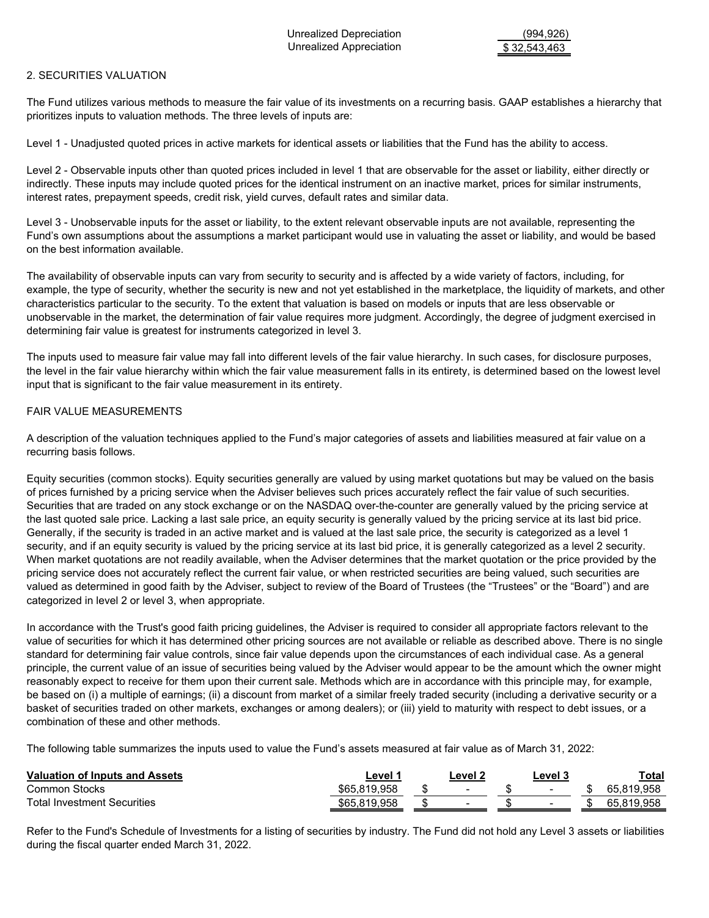| | |
|---|---|
| Unrealized Depreciation | (994,926) |
| Unrealized Appreciation | $ 32,543,463 |

2. SECURITIES VALUATION

The Fund utilizes various methods to measure the fair value of its investments on a recurring basis. GAAP establishes a hierarchy that prioritizes inputs to valuation methods. The three levels of inputs are:

Level 1 - Unadjusted quoted prices in active markets for identical assets or liabilities that the Fund has the ability to access.

Level 2 - Observable inputs other than quoted prices included in level 1 that are observable for the asset or liability, either directly or indirectly. These inputs may include quoted prices for the identical instrument on an inactive market, prices for similar instruments, interest rates, prepayment speeds, credit risk, yield curves, default rates and similar data.

Level 3 - Unobservable inputs for the asset or liability, to the extent relevant observable inputs are not available, representing the Fund's own assumptions about the assumptions a market participant would use in valuating the asset or liability, and would be based on the best information available.

The availability of observable inputs can vary from security to security and is affected by a wide variety of factors, including, for example, the type of security, whether the security is new and not yet established in the marketplace, the liquidity of markets, and other characteristics particular to the security. To the extent that valuation is based on models or inputs that are less observable or unobservable in the market, the determination of fair value requires more judgment. Accordingly, the degree of judgment exercised in determining fair value is greatest for instruments categorized in level 3.

The inputs used to measure fair value may fall into different levels of the fair value hierarchy. In such cases, for disclosure purposes, the level in the fair value hierarchy within which the fair value measurement falls in its entirety, is determined based on the lowest level input that is significant to the fair value measurement in its entirety.

FAIR VALUE MEASUREMENTS

A description of the valuation techniques applied to the Fund's major categories of assets and liabilities measured at fair value on a recurring basis follows.

Equity securities (common stocks). Equity securities generally are valued by using market quotations but may be valued on the basis of prices furnished by a pricing service when the Adviser believes such prices accurately reflect the fair value of such securities. Securities that are traded on any stock exchange or on the NASDAQ over-the-counter are generally valued by the pricing service at the last quoted sale price. Lacking a last sale price, an equity security is generally valued by the pricing service at its last bid price. Generally, if the security is traded in an active market and is valued at the last sale price, the security is categorized as a level 1 security, and if an equity security is valued by the pricing service at its last bid price, it is generally categorized as a level 2 security. When market quotations are not readily available, when the Adviser determines that the market quotation or the price provided by the pricing service does not accurately reflect the current fair value, or when restricted securities are being valued, such securities are valued as determined in good faith by the Adviser, subject to review of the Board of Trustees (the "Trustees" or the "Board") and are categorized in level 2 or level 3, when appropriate.

In accordance with the Trust's good faith pricing guidelines, the Adviser is required to consider all appropriate factors relevant to the value of securities for which it has determined other pricing sources are not available or reliable as described above. There is no single standard for determining fair value controls, since fair value depends upon the circumstances of each individual case. As a general principle, the current value of an issue of securities being valued by the Adviser would appear to be the amount which the owner might reasonably expect to receive for them upon their current sale. Methods which are in accordance with this principle may, for example, be based on (i) a multiple of earnings; (ii) a discount from market of a similar freely traded security (including a derivative security or a basket of securities traded on other markets, exchanges or among dealers); or (iii) yield to maturity with respect to debt issues, or a combination of these and other methods.

The following table summarizes the inputs used to value the Fund's assets measured at fair value as of March 31, 2022:

| **Valuation of Inputs and Assets** | **Level 1** | **Level 2** | **Level 3** | **Total** |
|---|---|---|---|---|
| Common Stocks | $65,819,958 | $ - | $ - | $ 65,819,958 |
| Total Investment Securities | $65,819,958 | $ - | $ - | $ 65,819,958 |

Refer to the Fund's Schedule of Investments for a listing of securities by industry. The Fund did not hold any Level 3 assets or liabilities during the fiscal quarter ended March 31, 2022.